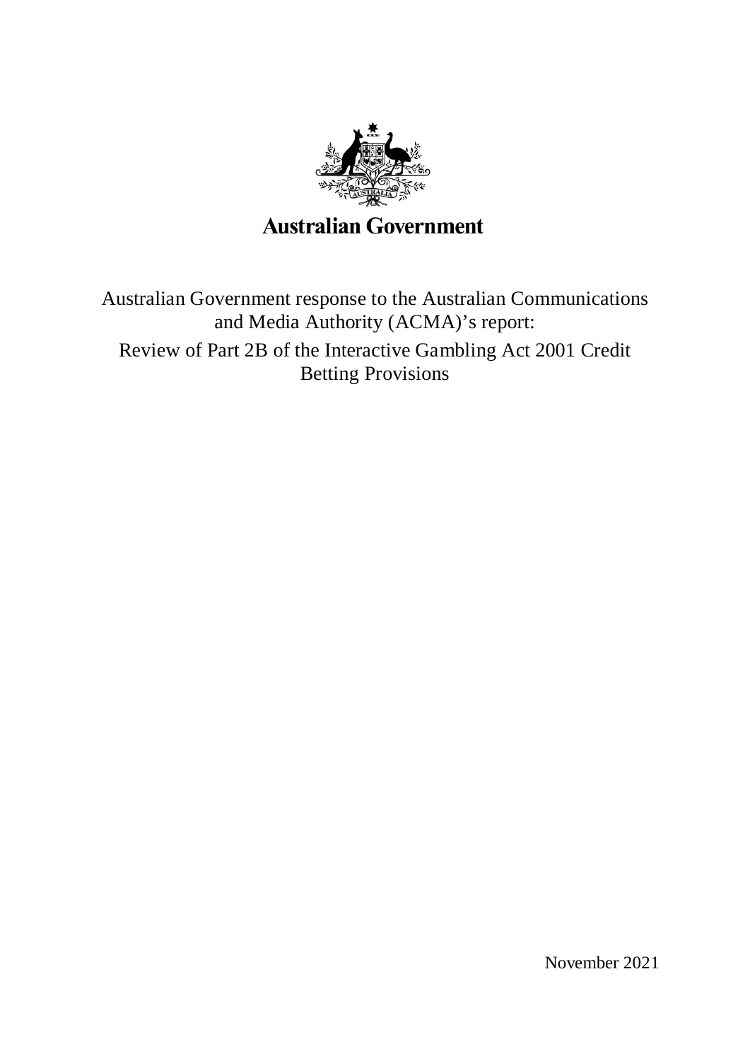**Australian Government**

# Australian Government response to the Australian Communications and Media Authority (ACMA)'s report: Review of Part 2B of the Interactive Gambling Act 2001 Credit Betting Provisions

November 2021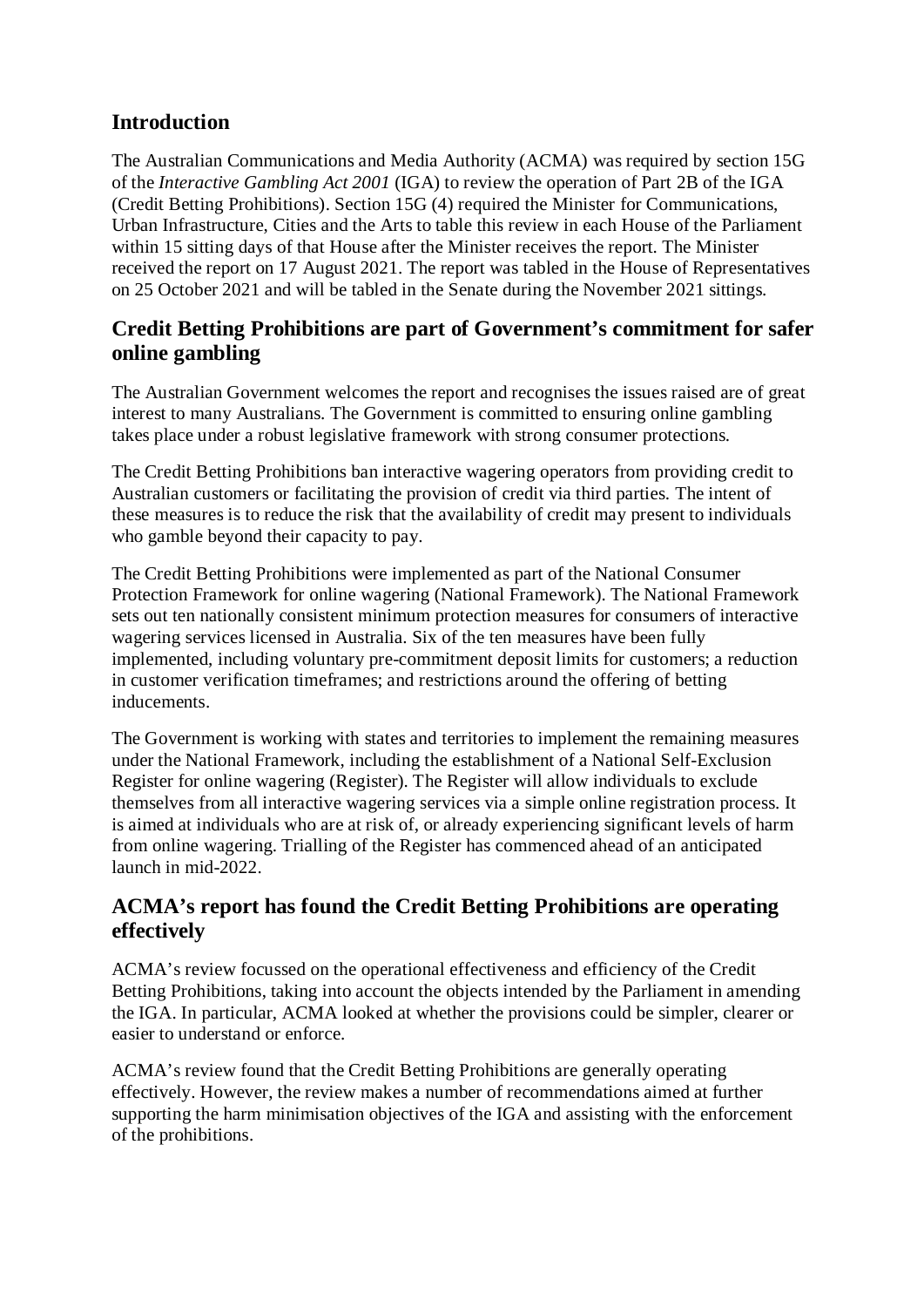## Introduction

The Australian Communications and Media Authority (ACMA) was required by section 15G of the *Interactive Gambling Act 2001* (IGA) to review the operation of Part 2B of the IGA (Credit Betting Prohibitions). Section 15G (4) required the Minister for Communications, Urban Infrastructure, Cities and the Arts to table this review in each House of the Parliament within 15 sitting days of that House after the Minister receives the report. The Minister received the report on 17 August 2021. The report was tabled in the House of Representatives on 25 October 2021 and will be tabled in the Senate during the November 2021 sittings.

## Credit Betting Prohibitions are part of Government's commitment for safer online gambling

The Australian Government welcomes the report and recognises the issues raised are of great interest to many Australians. The Government is committed to ensuring online gambling takes place under a robust legislative framework with strong consumer protections.

The Credit Betting Prohibitions ban interactive wagering operators from providing credit to Australian customers or facilitating the provision of credit via third parties. The intent of these measures is to reduce the risk that the availability of credit may present to individuals who gamble beyond their capacity to pay.

The Credit Betting Prohibitions were implemented as part of the National Consumer Protection Framework for online wagering (National Framework). The National Framework sets out ten nationally consistent minimum protection measures for consumers of interactive wagering services licensed in Australia. Six of the ten measures have been fully implemented, including voluntary pre-commitment deposit limits for customers; a reduction in customer verification timeframes; and restrictions around the offering of betting inducements.

The Government is working with states and territories to implement the remaining measures under the National Framework, including the establishment of a National Self-Exclusion Register for online wagering (Register). The Register will allow individuals to exclude themselves from all interactive wagering services via a simple online registration process. It is aimed at individuals who are at risk of, or already experiencing significant levels of harm from online wagering. Trialling of the Register has commenced ahead of an anticipated launch in mid-2022.

## ACMA's report has found the Credit Betting Prohibitions are operating effectively

ACMA's review focussed on the operational effectiveness and efficiency of the Credit Betting Prohibitions, taking into account the objects intended by the Parliament in amending the IGA. In particular, ACMA looked at whether the provisions could be simpler, clearer or easier to understand or enforce.

ACMA's review found that the Credit Betting Prohibitions are generally operating effectively. However, the review makes a number of recommendations aimed at further supporting the harm minimisation objectives of the IGA and assisting with the enforcement of the prohibitions.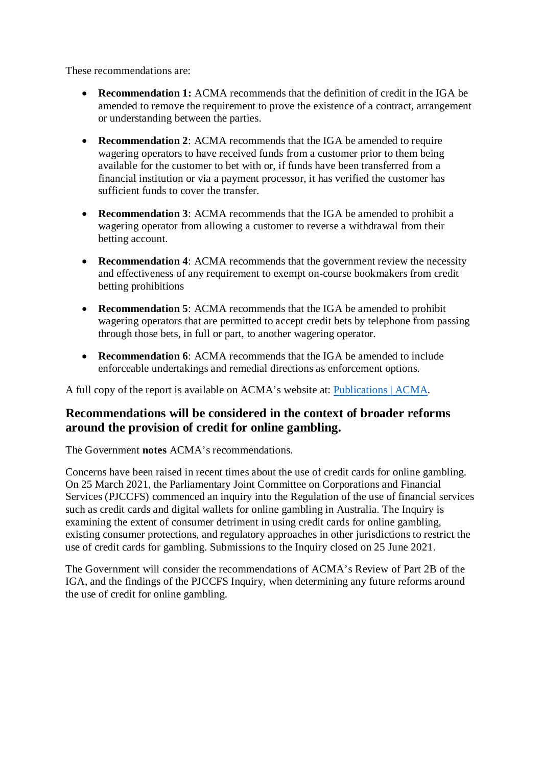These recommendations are:

- **Recommendation 1:** ACMA recommends that the definition of credit in the IGA be amended to remove the requirement to prove the existence of a contract, arrangement or understanding between the parties.
- **Recommendation 2**: ACMA recommends that the IGA be amended to require wagering operators to have received funds from a customer prior to them being available for the customer to bet with or, if funds have been transferred from a financial institution or via a payment processor, it has verified the customer has sufficient funds to cover the transfer.
- **Recommendation 3**: ACMA recommends that the IGA be amended to prohibit a wagering operator from allowing a customer to reverse a withdrawal from their betting account.
- **Recommendation 4**: ACMA recommends that the government review the necessity and effectiveness of any requirement to exempt on-course bookmakers from credit betting prohibitions
- **Recommendation 5**: ACMA recommends that the IGA be amended to prohibit wagering operators that are permitted to accept credit bets by telephone from passing through those bets, in full or part, to another wagering operator.
- **Recommendation 6**: ACMA recommends that the IGA be amended to include enforceable undertakings and remedial directions as enforcement options.

A full copy of the report is available on ACMA's website at: [Publications | ACMA](Publications | ACMA).

## Recommendations will be considered in the context of broader reforms around the provision of credit for online gambling.

The Government **notes** ACMA's recommendations.

Concerns have been raised in recent times about the use of credit cards for online gambling. On 25 March 2021, the Parliamentary Joint Committee on Corporations and Financial Services (PJCCFS) commenced an inquiry into the Regulation of the use of financial services such as credit cards and digital wallets for online gambling in Australia. The Inquiry is examining the extent of consumer detriment in using credit cards for online gambling, existing consumer protections, and regulatory approaches in other jurisdictions to restrict the use of credit cards for gambling. Submissions to the Inquiry closed on 25 June 2021.

The Government will consider the recommendations of ACMA's Review of Part 2B of the IGA, and the findings of the PJCCFS Inquiry, when determining any future reforms around the use of credit for online gambling.